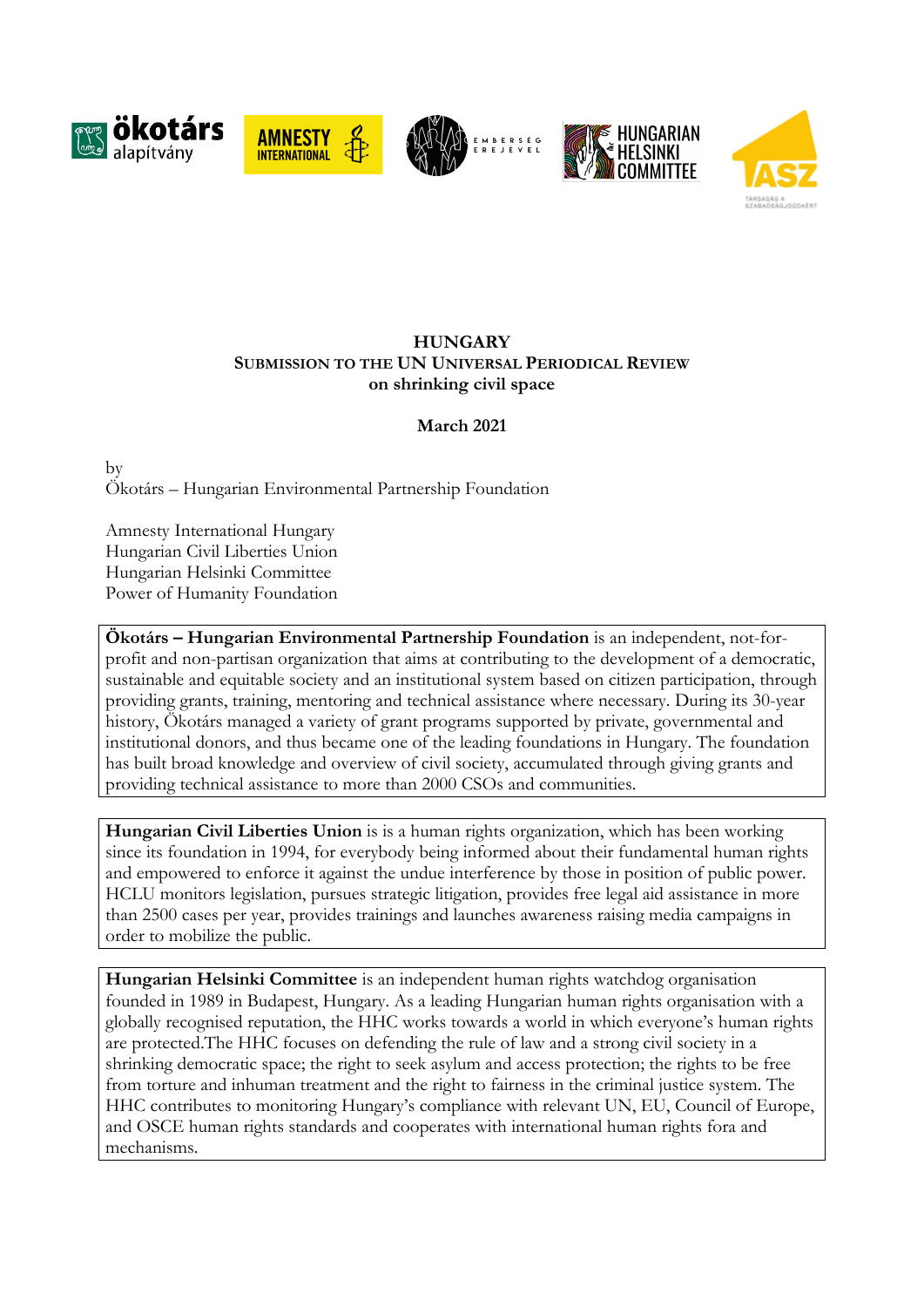# HUNGARY

## Submission to the UN Universal Periodical Review on shrinking civil space

**March 2021**

by
Ökotárs – Hungarian Environmental Partnership Foundation

Amnesty International Hungary
Hungarian Civil Liberties Union
Hungarian Helsinki Committee
Power of Humanity Foundation

**Ökotárs – Hungarian Environmental Partnership Foundation** is an independent, not-for-profit and non-partisan organization that aims at contributing to the development of a democratic, sustainable and equitable society and an institutional system based on citizen participation, through providing grants, training, mentoring and technical assistance where necessary. During its 30-year history, Ökotárs managed a variety of grant programs supported by private, governmental and institutional donors, and thus became one of the leading foundations in Hungary. The foundation has built broad knowledge and overview of civil society, accumulated through giving grants and providing technical assistance to more than 2000 CSOs and communities.

**Hungarian Civil Liberties Union** is is a human rights organization, which has been working since its foundation in 1994, for everybody being informed about their fundamental human rights and empowered to enforce it against the undue interference by those in position of public power. HCLU monitors legislation, pursues strategic litigation, provides free legal aid assistance in more than 2500 cases per year, provides trainings and launches awareness raising media campaigns in order to mobilize the public.

**Hungarian Helsinki Committee** is an independent human rights watchdog organisation founded in 1989 in Budapest, Hungary. As a leading Hungarian human rights organisation with a globally recognised reputation, the HHC works towards a world in which everyone's human rights are protected.The HHC focuses on defending the rule of law and a strong civil society in a shrinking democratic space; the right to seek asylum and access protection; the rights to be free from torture and inhuman treatment and the right to fairness in the criminal justice system. The HHC contributes to monitoring Hungary's compliance with relevant UN, EU, Council of Europe, and OSCE human rights standards and cooperates with international human rights fora and mechanisms.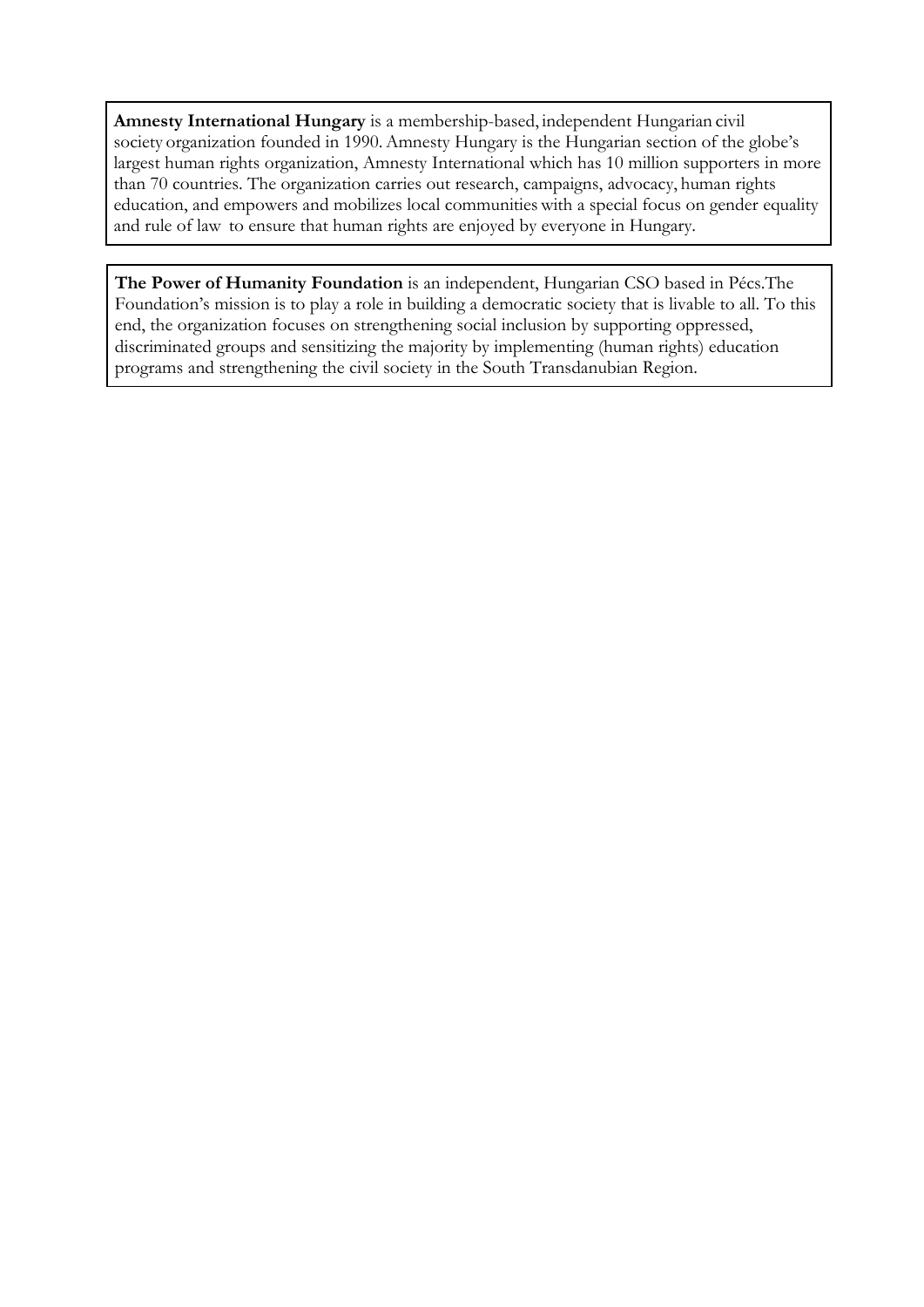**Amnesty International Hungary** is a membership-based, independent Hungarian civil society organization founded in 1990. Amnesty Hungary is the Hungarian section of the globe's largest human rights organization, Amnesty International which has 10 million supporters in more than 70 countries. The organization carries out research, campaigns, advocacy, human rights education, and empowers and mobilizes local communities with a special focus on gender equality and rule of law to ensure that human rights are enjoyed by everyone in Hungary.

**The Power of Humanity Foundation** is an independent, Hungarian CSO based in Pécs.The Foundation's mission is to play a role in building a democratic society that is livable to all. To this end, the organization focuses on strengthening social inclusion by supporting oppressed, discriminated groups and sensitizing the majority by implementing (human rights) education programs and strengthening the civil society in the South Transdanubian Region.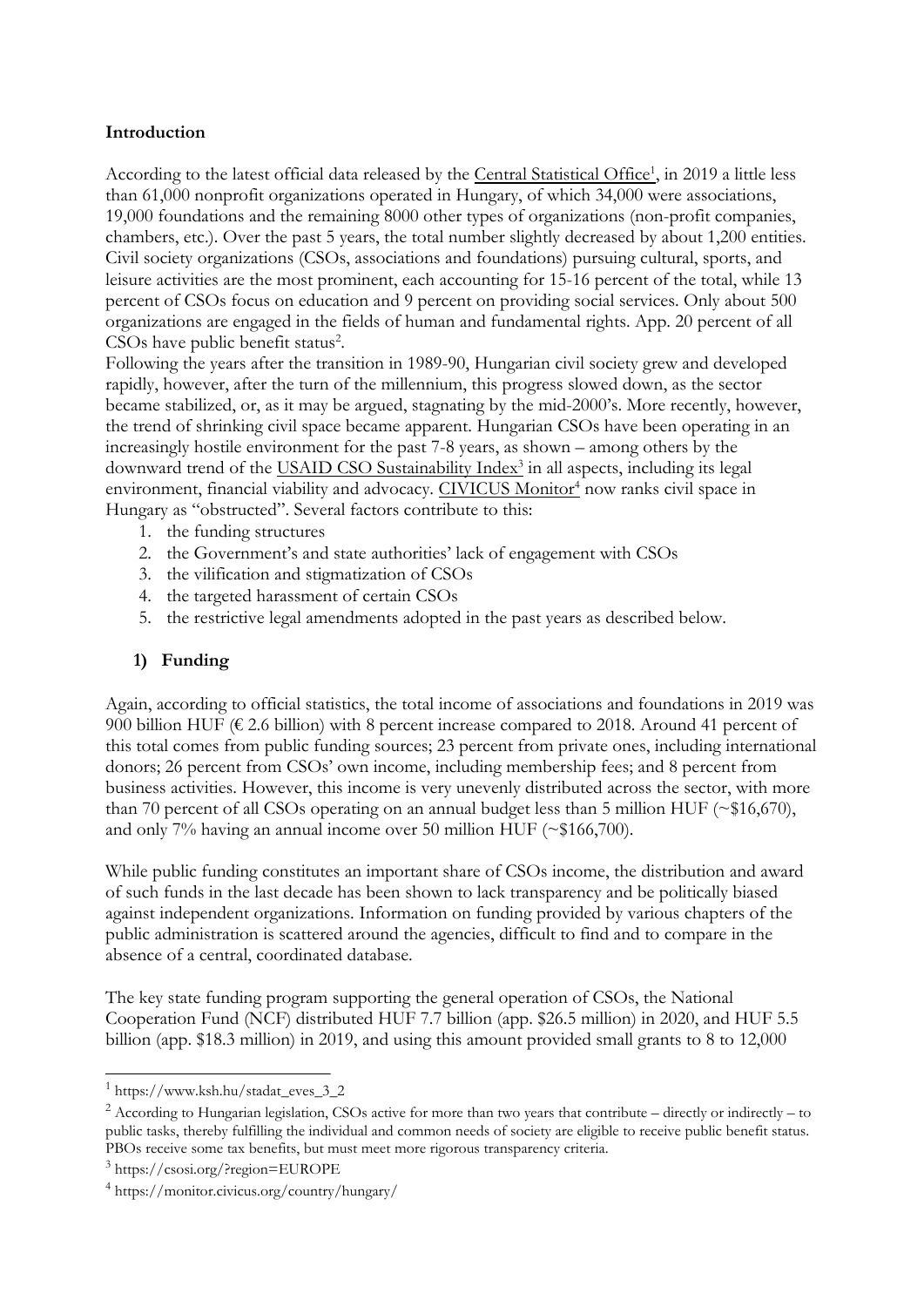**Introduction**

According to the latest official data released by the Central Statistical Office[1], in 2019 a little less than 61,000 nonprofit organizations operated in Hungary, of which 34,000 were associations, 19,000 foundations and the remaining 8000 other types of organizations (non-profit companies, chambers, etc.). Over the past 5 years, the total number slightly decreased by about 1,200 entities. Civil society organizations (CSOs, associations and foundations) pursuing cultural, sports, and leisure activities are the most prominent, each accounting for 15-16 percent of the total, while 13 percent of CSOs focus on education and 9 percent on providing social services. Only about 500 organizations are engaged in the fields of human and fundamental rights. App. 20 percent of all CSOs have public benefit status[2].

Following the years after the transition in 1989-90, Hungarian civil society grew and developed rapidly, however, after the turn of the millennium, this progress slowed down, as the sector became stabilized, or, as it may be argued, stagnating by the mid-2000's. More recently, however, the trend of shrinking civil space became apparent. Hungarian CSOs have been operating in an increasingly hostile environment for the past 7-8 years, as shown – among others by the downward trend of the USAID CSO Sustainability Index[3] in all aspects, including its legal environment, financial viability and advocacy. CIVICUS Monitor[4] now ranks civil space in Hungary as "obstructed". Several factors contribute to this:

1. the funding structures
2. the Government's and state authorities' lack of engagement with CSOs
3. the vilification and stigmatization of CSOs
4. the targeted harassment of certain CSOs
5. the restrictive legal amendments adopted in the past years as described below.

## 1) Funding

Again, according to official statistics, the total income of associations and foundations in 2019 was 900 billion HUF (€ 2.6 billion) with 8 percent increase compared to 2018. Around 41 percent of this total comes from public funding sources; 23 percent from private ones, including international donors; 26 percent from CSOs' own income, including membership fees; and 8 percent from business activities. However, this income is very unevenly distributed across the sector, with more than 70 percent of all CSOs operating on an annual budget less than 5 million HUF (~$16,670), and only 7% having an annual income over 50 million HUF (~$166,700).

While public funding constitutes an important share of CSOs income, the distribution and award of such funds in the last decade has been shown to lack transparency and be politically biased against independent organizations. Information on funding provided by various chapters of the public administration is scattered around the agencies, difficult to find and to compare in the absence of a central, coordinated database.

The key state funding program supporting the general operation of CSOs, the National Cooperation Fund (NCF) distributed HUF 7.7 billion (app. $26.5 million) in 2020, and HUF 5.5 billion (app. $18.3 million) in 2019, and using this amount provided small grants to 8 to 12,000

---

[1] https://www.ksh.hu/stadat_eves_3_2

[2] According to Hungarian legislation, CSOs active for more than two years that contribute – directly or indirectly – to public tasks, thereby fulfilling the individual and common needs of society are eligible to receive public benefit status. PBOs receive some tax benefits, but must meet more rigorous transparency criteria.

[3] https://csosi.org/?region=EUROPE

[4] https://monitor.civicus.org/country/hungary/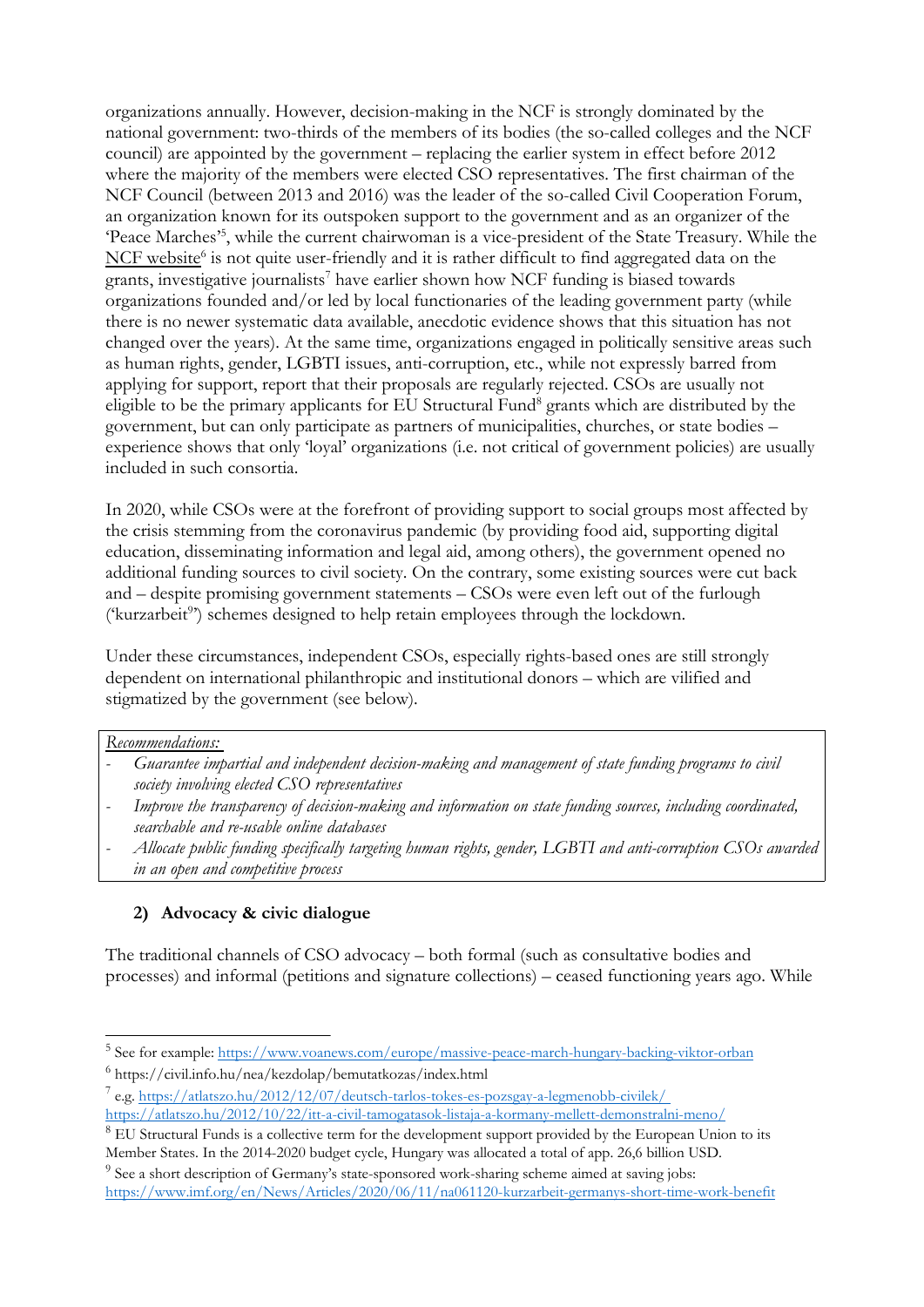organizations annually. However, decision-making in the NCF is strongly dominated by the national government: two-thirds of the members of its bodies (the so-called colleges and the NCF council) are appointed by the government – replacing the earlier system in effect before 2012 where the majority of the members were elected CSO representatives. The first chairman of the NCF Council (between 2013 and 2016) was the leader of the so-called Civil Cooperation Forum, an organization known for its outspoken support to the government and as an organizer of the 'Peace Marches'[5], while the current chairwoman is a vice-president of the State Treasury. While the NCF website[6] is not quite user-friendly and it is rather difficult to find aggregated data on the grants, investigative journalists[7] have earlier shown how NCF funding is biased towards organizations founded and/or led by local functionaries of the leading government party (while there is no newer systematic data available, anecdotic evidence shows that this situation has not changed over the years). At the same time, organizations engaged in politically sensitive areas such as human rights, gender, LGBTI issues, anti-corruption, etc., while not expressly barred from applying for support, report that their proposals are regularly rejected. CSOs are usually not eligible to be the primary applicants for EU Structural Fund[8] grants which are distributed by the government, but can only participate as partners of municipalities, churches, or state bodies – experience shows that only 'loyal' organizations (i.e. not critical of government policies) are usually included in such consortia.

In 2020, while CSOs were at the forefront of providing support to social groups most affected by the crisis stemming from the coronavirus pandemic (by providing food aid, supporting digital education, disseminating information and legal aid, among others), the government opened no additional funding sources to civil society. On the contrary, some existing sources were cut back and – despite promising government statements – CSOs were even left out of the furlough ('kurzarbeit[9]') schemes designed to help retain employees through the lockdown.

Under these circumstances, independent CSOs, especially rights-based ones are still strongly dependent on international philanthropic and institutional donors – which are vilified and stigmatized by the government (see below).

*Recommendations:*

- *Guarantee impartial and independent decision-making and management of state funding programs to civil society involving elected CSO representatives*
- *Improve the transparency of decision-making and information on state funding sources, including coordinated, searchable and re-usable online databases*
- *Allocate public funding specifically targeting human rights, gender, LGBTI and anti-corruption CSOs awarded in an open and competitive process*

### 2) Advocacy & civic dialogue

The traditional channels of CSO advocacy – both formal (such as consultative bodies and processes) and informal (petitions and signature collections) – ceased functioning years ago. While

---

[5] See for example: https://www.voanews.com/europe/massive-peace-march-hungary-backing-viktor-orban

[6] https://civil.info.hu/nea/kezdolap/bemutatkozas/index.html

[7] e.g. https://atlatszo.hu/2012/12/07/deutsch-tarlos-tokes-es-pozsgay-a-legmenobb-civilek/ https://atlatszo.hu/2012/10/22/itt-a-civil-tamogatasok-listaja-a-kormany-mellett-demonstralni-meno/

[8] EU Structural Funds is a collective term for the development support provided by the European Union to its Member States. In the 2014-2020 budget cycle, Hungary was allocated a total of app. 26,6 billion USD.

[9] See a short description of Germany's state-sponsored work-sharing scheme aimed at saving jobs: https://www.imf.org/en/News/Articles/2020/06/11/na061120-kurzarbeit-germanys-short-time-work-benefit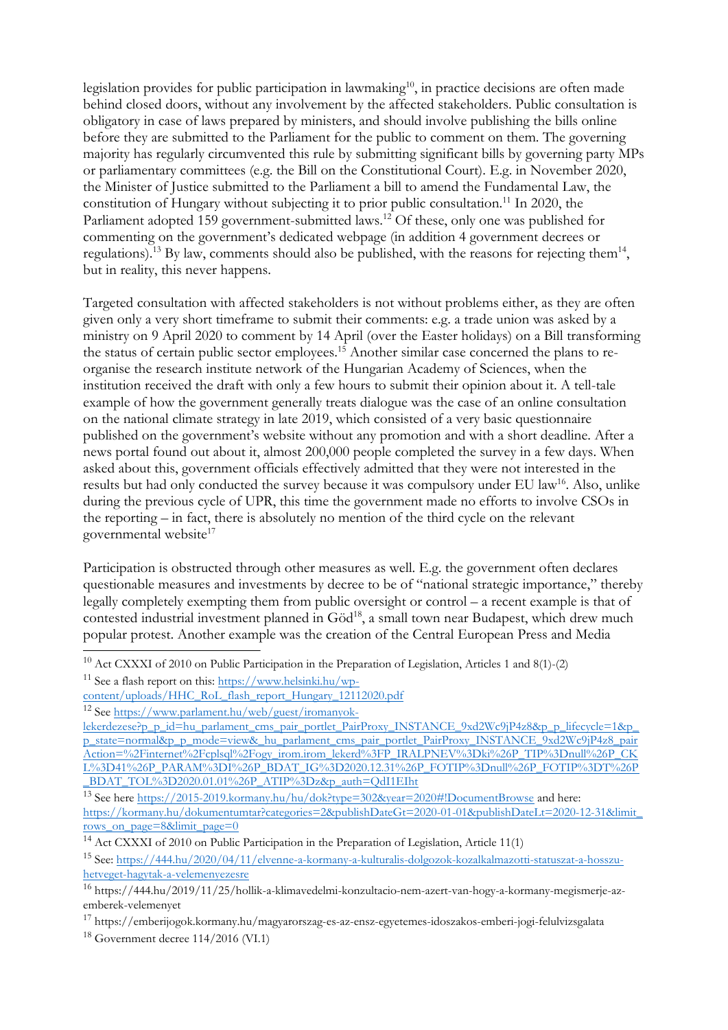legislation provides for public participation in lawmaking[10], in practice decisions are often made behind closed doors, without any involvement by the affected stakeholders. Public consultation is obligatory in case of laws prepared by ministers, and should involve publishing the bills online before they are submitted to the Parliament for the public to comment on them. The governing majority has regularly circumvented this rule by submitting significant bills by governing party MPs or parliamentary committees (e.g. the Bill on the Constitutional Court). E.g. in November 2020, the Minister of Justice submitted to the Parliament a bill to amend the Fundamental Law, the constitution of Hungary without subjecting it to prior public consultation.[11] In 2020, the Parliament adopted 159 government-submitted laws.[12] Of these, only one was published for commenting on the government's dedicated webpage (in addition 4 government decrees or regulations).[13] By law, comments should also be published, with the reasons for rejecting them[14], but in reality, this never happens.

Targeted consultation with affected stakeholders is not without problems either, as they are often given only a very short timeframe to submit their comments: e.g. a trade union was asked by a ministry on 9 April 2020 to comment by 14 April (over the Easter holidays) on a Bill transforming the status of certain public sector employees.[15] Another similar case concerned the plans to re-organise the research institute network of the Hungarian Academy of Sciences, when the institution received the draft with only a few hours to submit their opinion about it. A tell-tale example of how the government generally treats dialogue was the case of an online consultation on the national climate strategy in late 2019, which consisted of a very basic questionnaire published on the government's website without any promotion and with a short deadline. After a news portal found out about it, almost 200,000 people completed the survey in a few days. When asked about this, government officials effectively admitted that they were not interested in the results but had only conducted the survey because it was compulsory under EU law[16]. Also, unlike during the previous cycle of UPR, this time the government made no efforts to involve CSOs in the reporting – in fact, there is absolutely no mention of the third cycle on the relevant governmental website[17]

Participation is obstructed through other measures as well. E.g. the government often declares questionable measures and investments by decree to be of "national strategic importance," thereby legally completely exempting them from public oversight or control – a recent example is that of contested industrial investment planned in Göd[18], a small town near Budapest, which drew much popular protest. Another example was the creation of the Central European Press and Media

---

[10] Act CXXXI of 2010 on Public Participation in the Preparation of Legislation, Articles 1 and 8(1)-(2)

[11] See a flash report on this: https://www.helsinki.hu/wp-content/uploads/HHC_RoL_flash_report_Hungary_12112020.pdf

[12] See https://www.parlament.hu/web/guest/iromanyok-lekerdezese?p_p_id=hu_parlament_cms_pair_portlet_PairProxy_INSTANCE_9xd2Wc9jP4z8&p_p_lifecycle=1&p_p_state=normal&p_p_mode=view&_hu_parlament_cms_pair_portlet_PairProxy_INSTANCE_9xd2Wc9jP4z8_pairAction=%2Finternet%2Fcplsql%2Fogy_irom.irom_lekerd%3FP_IRALPNEV%3Dki%26P_TIP%3Dnull%26P_CKL%3D41%26P_PARAM%3DI%26P_BDAT_IG%3D2020.12.31%26P_FOTIP%3Dnull%26P_FOTIP%3DT%26P_BDAT_TOL%3D2020.01.01%26P_ATIP%3Dz&p_auth=QdI1EIht

[13] See here https://2015-2019.kormany.hu/hu/dok?type=302&year=2020#!DocumentBrowse and here: https://kormany.hu/dokumentumtar?categories=2&publishDateGt=2020-01-01&publishDateLt=2020-12-31&limit_rows_on_page=8&limit_page=0

[14] Act CXXXI of 2010 on Public Participation in the Preparation of Legislation, Article 11(1)

[15] See: https://444.hu/2020/04/11/elvenne-a-kormany-a-kulturalis-dolgozok-kozalkalmazotti-statuszat-a-hosszu-hetveget-hagytak-a-velemenyezesre

[16] https://444.hu/2019/11/25/hollik-a-klimavedelmi-konzultacio-nem-azert-van-hogy-a-kormany-megismerje-az-emberek-velemenyet

[17] https://emberijogok.kormany.hu/magyarorszag-es-az-ensz-egyetemes-idoszakos-emberi-jogi-felulvizsgalata

[18] Government decree 114/2016 (VI.1)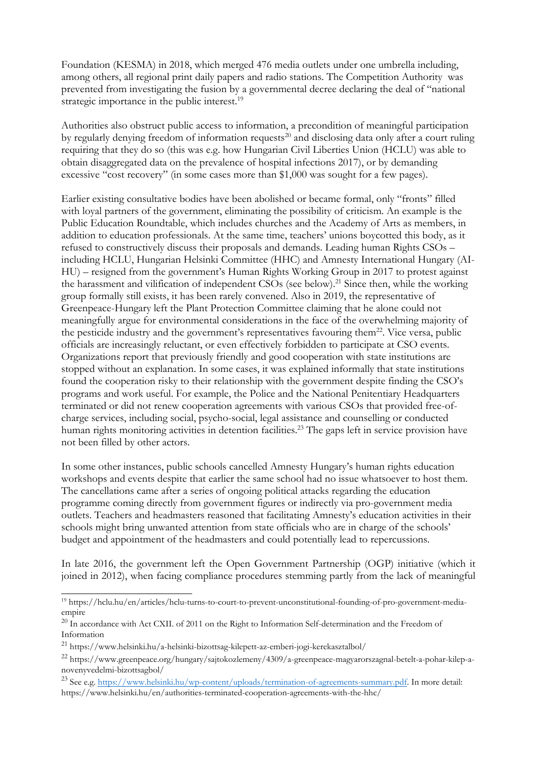Foundation (KESMA) in 2018, which merged 476 media outlets under one umbrella including, among others, all regional print daily papers and radio stations. The Competition Authority was prevented from investigating the fusion by a governmental decree declaring the deal of "national strategic importance in the public interest.[19]

Authorities also obstruct public access to information, a precondition of meaningful participation by regularly denying freedom of information requests[20] and disclosing data only after a court ruling requiring that they do so (this was e.g. how Hungarian Civil Liberties Union (HCLU) was able to obtain disaggregated data on the prevalence of hospital infections 2017), or by demanding excessive "cost recovery" (in some cases more than $1,000 was sought for a few pages).

Earlier existing consultative bodies have been abolished or became formal, only "fronts" filled with loyal partners of the government, eliminating the possibility of criticism. An example is the Public Education Roundtable, which includes churches and the Academy of Arts as members, in addition to education professionals. At the same time, teachers' unions boycotted this body, as it refused to constructively discuss their proposals and demands. Leading human Rights CSOs – including HCLU, Hungarian Helsinki Committee (HHC) and Amnesty International Hungary (AI-HU) – resigned from the government's Human Rights Working Group in 2017 to protest against the harassment and vilification of independent CSOs (see below).[21] Since then, while the working group formally still exists, it has been rarely convened. Also in 2019, the representative of Greenpeace-Hungary left the Plant Protection Committee claiming that he alone could not meaningfully argue for environmental considerations in the face of the overwhelming majority of the pesticide industry and the government's representatives favouring them[22]. Vice versa, public officials are increasingly reluctant, or even effectively forbidden to participate at CSO events. Organizations report that previously friendly and good cooperation with state institutions are stopped without an explanation. In some cases, it was explained informally that state institutions found the cooperation risky to their relationship with the government despite finding the CSO's programs and work useful. For example, the Police and the National Penitentiary Headquarters terminated or did not renew cooperation agreements with various CSOs that provided free-of-charge services, including social, psycho-social, legal assistance and counselling or conducted human rights monitoring activities in detention facilities.[23] The gaps left in service provision have not been filled by other actors.

In some other instances, public schools cancelled Amnesty Hungary's human rights education workshops and events despite that earlier the same school had no issue whatsoever to host them. The cancellations came after a series of ongoing political attacks regarding the education programme coming directly from government figures or indirectly via pro-government media outlets. Teachers and headmasters reasoned that facilitating Amnesty's education activities in their schools might bring unwanted attention from state officials who are in charge of the schools' budget and appointment of the headmasters and could potentially lead to repercussions.

In late 2016, the government left the Open Government Partnership (OGP) initiative (which it joined in 2012), when facing compliance procedures stemming partly from the lack of meaningful

---

[19] https://hclu.hu/en/articles/hclu-turns-to-court-to-prevent-unconstitutional-founding-of-pro-government-media-empire

[20] In accordance with Act CXII. of 2011 on the Right to Information Self-determination and the Freedom of Information

[21] https://www.helsinki.hu/a-helsinki-bizottsag-kilepett-az-emberi-jogi-kerekasztalbol/

[22] https://www.greenpeace.org/hungary/sajtokozlemeny/4309/a-greenpeace-magyarorszagnal-betelt-a-pohar-kilep-a-novenyvedelmi-bizottsagbol/

[23] See e.g. https://www.helsinki.hu/wp-content/uploads/termination-of-agreements-summary.pdf. In more detail: https://www.helsinki.hu/en/authorities-terminated-cooperation-agreements-with-the-hhc/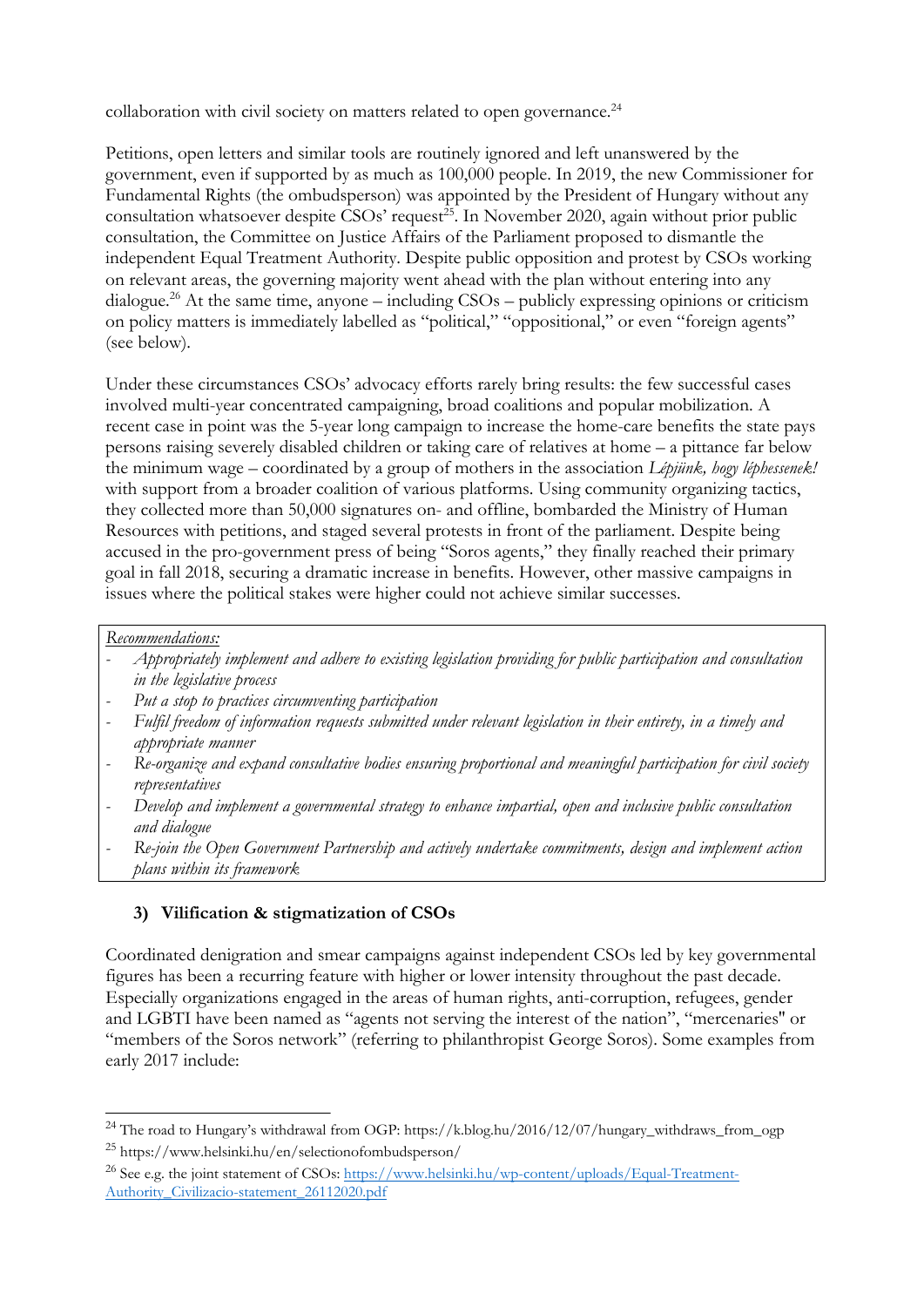collaboration with civil society on matters related to open governance.[24]

Petitions, open letters and similar tools are routinely ignored and left unanswered by the government, even if supported by as much as 100,000 people. In 2019, the new Commissioner for Fundamental Rights (the ombudsperson) was appointed by the President of Hungary without any consultation whatsoever despite CSOs' request[25]. In November 2020, again without prior public consultation, the Committee on Justice Affairs of the Parliament proposed to dismantle the independent Equal Treatment Authority. Despite public opposition and protest by CSOs working on relevant areas, the governing majority went ahead with the plan without entering into any dialogue.[26] At the same time, anyone – including CSOs – publicly expressing opinions or criticism on policy matters is immediately labelled as "political," "oppositional," or even "foreign agents" (see below).

Under these circumstances CSOs' advocacy efforts rarely bring results: the few successful cases involved multi-year concentrated campaigning, broad coalitions and popular mobilization. A recent case in point was the 5-year long campaign to increase the home-care benefits the state pays persons raising severely disabled children or taking care of relatives at home – a pittance far below the minimum wage – coordinated by a group of mothers in the association *Lépjünk, hogy léphessenek!* with support from a broader coalition of various platforms. Using community organizing tactics, they collected more than 50,000 signatures on- and offline, bombarded the Ministry of Human Resources with petitions, and staged several protests in front of the parliament. Despite being accused in the pro-government press of being "Soros agents," they finally reached their primary goal in fall 2018, securing a dramatic increase in benefits. However, other massive campaigns in issues where the political stakes were higher could not achieve similar successes.

*Recommendations:*

- *Appropriately implement and adhere to existing legislation providing for public participation and consultation in the legislative process*
- *Put a stop to practices circumventing participation*
- *Fulfil freedom of information requests submitted under relevant legislation in their entirety, in a timely and appropriate manner*
- *Re-organize and expand consultative bodies ensuring proportional and meaningful participation for civil society representatives*
- *Develop and implement a governmental strategy to enhance impartial, open and inclusive public consultation and dialogue*
- *Re-join the Open Government Partnership and actively undertake commitments, design and implement action plans within its framework*

### 3) Vilification & stigmatization of CSOs

Coordinated denigration and smear campaigns against independent CSOs led by key governmental figures has been a recurring feature with higher or lower intensity throughout the past decade. Especially organizations engaged in the areas of human rights, anti-corruption, refugees, gender and LGBTI have been named as "agents not serving the interest of the nation", "mercenaries" or "members of the Soros network" (referring to philanthropist George Soros). Some examples from early 2017 include:

---

[24] The road to Hungary's withdrawal from OGP: https://k.blog.hu/2016/12/07/hungary_withdraws_from_ogp

[25] https://www.helsinki.hu/en/selectionofombudsperson/

[26] See e.g. the joint statement of CSOs: https://www.helsinki.hu/wp-content/uploads/Equal-Treatment-Authority_Civilizacio-statement_26112020.pdf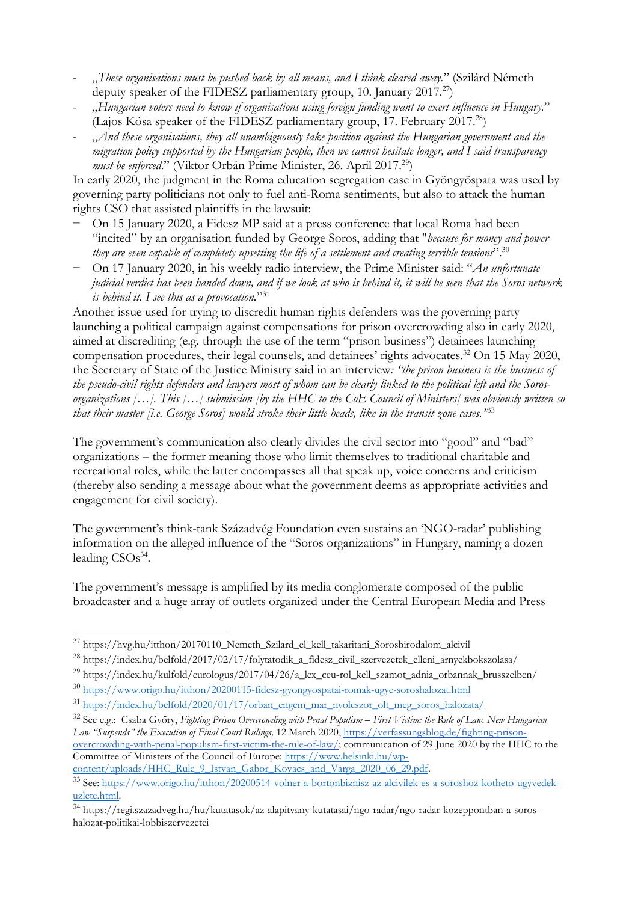- „*These organisations must be pushed back by all means, and I think cleared away.*" (Szilárd Németh deputy speaker of the FIDESZ parliamentary group, 10. January 2017.[27])
- „*Hungarian voters need to know if organisations using foreign funding want to exert influence in Hungary.*" (Lajos Kósa speaker of the FIDESZ parliamentary group, 17. February 2017.[28])
- „*And these organisations, they all unambiguously take position against the Hungarian government and the migration policy supported by the Hungarian people, then we cannot hesitate longer, and I said transparency must be enforced.*" (Viktor Orbán Prime Minister, 26. April 2017.[29])

In early 2020, the judgment in the Roma education segregation case in Gyöngyöspata was used by governing party politicians not only to fuel anti-Roma sentiments, but also to attack the human rights CSO that assisted plaintiffs in the lawsuit:

- On 15 January 2020, a Fidesz MP said at a press conference that local Roma had been "incited" by an organisation funded by George Soros, adding that "*because for money and power they are even capable of completely upsetting the life of a settlement and creating terrible tensions*".[30]
- On 17 January 2020, in his weekly radio interview, the Prime Minister said: "*An unfortunate judicial verdict has been handed down, and if we look at who is behind it, it will be seen that the Soros network is behind it. I see this as a provocation.*"[31]

Another issue used for trying to discredit human rights defenders was the governing party launching a political campaign against compensations for prison overcrowding also in early 2020, aimed at discrediting (e.g. through the use of the term "prison business") detainees launching compensation procedures, their legal counsels, and detainees' rights advocates.[32] On 15 May 2020, the Secretary of State of the Justice Ministry said in an interview*: "the prison business is the business of the pseudo-civil rights defenders and lawyers most of whom can be clearly linked to the political left and the Soros-organizations […]. This […] submission [by the HHC to the CoE Council of Ministers] was obviously written so that their master [i.e. George Soros] would stroke their little heads, like in the transit zone cases."*[33]

The government's communication also clearly divides the civil sector into "good" and "bad" organizations – the former meaning those who limit themselves to traditional charitable and recreational roles, while the latter encompasses all that speak up, voice concerns and criticism (thereby also sending a message about what the government deems as appropriate activities and engagement for civil society).

The government's think-tank Századvég Foundation even sustains an 'NGO-radar' publishing information on the alleged influence of the "Soros organizations" in Hungary, naming a dozen leading CSOs[34].

The government's message is amplified by its media conglomerate composed of the public broadcaster and a huge array of outlets organized under the Central European Media and Press

---

[27] https://hvg.hu/itthon/20170110_Nemeth_Szilard_el_kell_takaritani_Sorosbirodalom_alcivil

[28] https://index.hu/belfold/2017/02/17/folytatodik_a_fidesz_civil_szervezetek_elleni_arnyekbokszolasa/

[29] https://index.hu/kulfold/eurologus/2017/04/26/a_lex_ceu-rol_kell_szamot_adnia_orbannak_brusszelben/

[30] https://www.origo.hu/itthon/20200115-fidesz-gyongyospatai-romak-ugye-soroshalozat.html

[31] https://index.hu/belfold/2020/01/17/orban_engem_mar_nyolcszor_olt_meg_soros_halozata/

[32] See e.g.: Csaba Győry, *Fighting Prison Overcrowding with Penal Populism – First Victim: the Rule of Law. New Hungarian Law "Suspends" the Execution of Final Court Rulings,* 12 March 2020, https://verfassungsblog.de/fighting-prison-overcrowding-with-penal-populism-first-victim-the-rule-of-law/; communication of 29 June 2020 by the HHC to the Committee of Ministers of the Council of Europe: https://www.helsinki.hu/wp-content/uploads/HHC_Rule_9_Istvan_Gabor_Kovacs_and_Varga_2020_06_29.pdf.

[33] See: https://www.origo.hu/itthon/20200514-volner-a-bortonbiznisz-az-alcivilek-es-a-soroshoz-kotheto-ugyvedek-uzlete.html.

[34] https://regi.szazadveg.hu/hu/kutatasok/az-alapitvany-kutatasai/ngo-radar/ngo-radar-kozeppontban-a-soros-halozat-politikai-lobbiszervezetei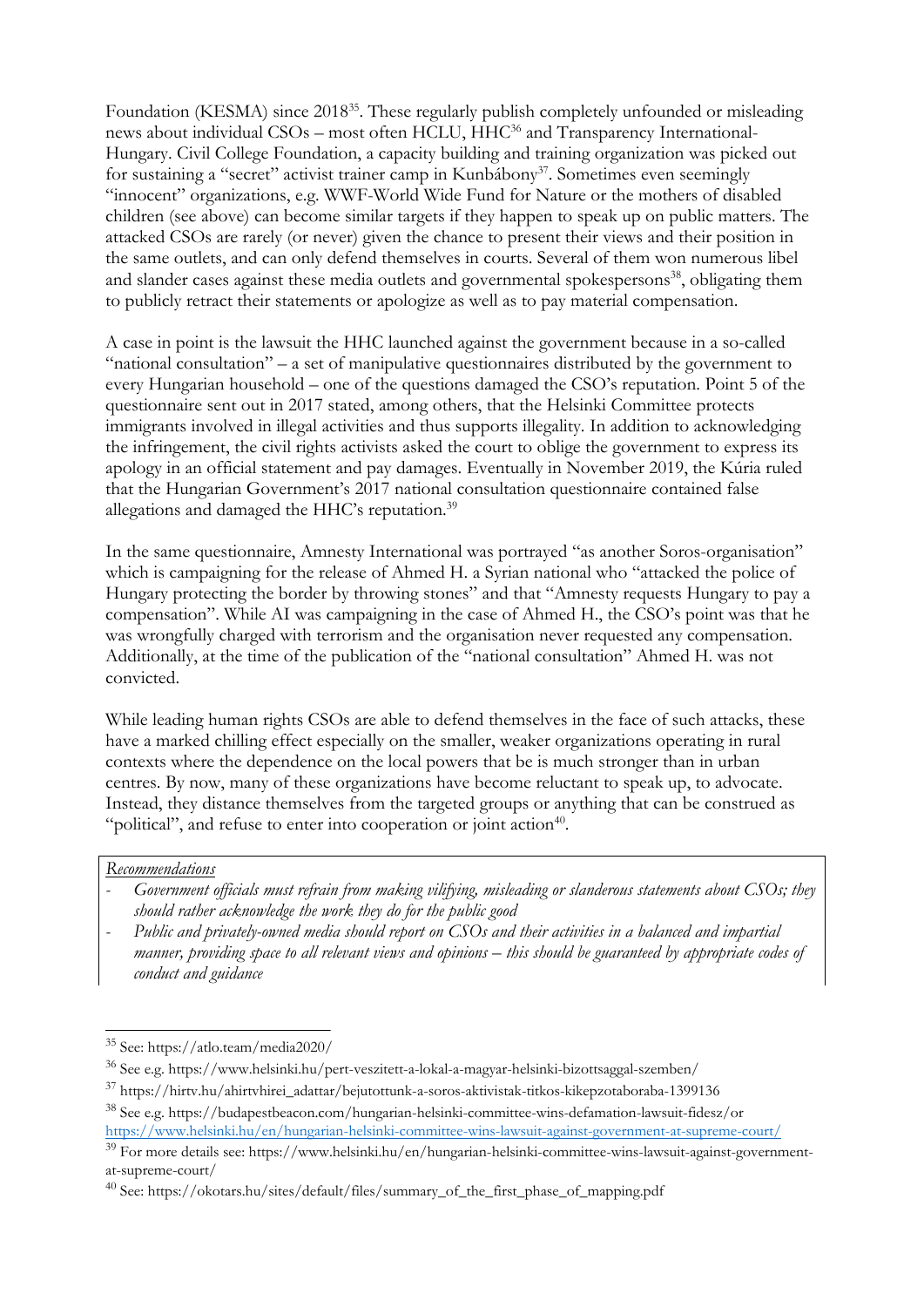Foundation (KESMA) since 2018[35]. These regularly publish completely unfounded or misleading news about individual CSOs – most often HCLU, HHC[36] and Transparency International-Hungary. Civil College Foundation, a capacity building and training organization was picked out for sustaining a "secret" activist trainer camp in Kunbábony[37]. Sometimes even seemingly "innocent" organizations, e.g. WWF-World Wide Fund for Nature or the mothers of disabled children (see above) can become similar targets if they happen to speak up on public matters. The attacked CSOs are rarely (or never) given the chance to present their views and their position in the same outlets, and can only defend themselves in courts. Several of them won numerous libel and slander cases against these media outlets and governmental spokespersons[38], obligating them to publicly retract their statements or apologize as well as to pay material compensation.

A case in point is the lawsuit the HHC launched against the government because in a so-called "national consultation" – a set of manipulative questionnaires distributed by the government to every Hungarian household – one of the questions damaged the CSO's reputation. Point 5 of the questionnaire sent out in 2017 stated, among others, that the Helsinki Committee protects immigrants involved in illegal activities and thus supports illegality. In addition to acknowledging the infringement, the civil rights activists asked the court to oblige the government to express its apology in an official statement and pay damages. Eventually in November 2019, the Kúria ruled that the Hungarian Government's 2017 national consultation questionnaire contained false allegations and damaged the HHC's reputation.[39]

In the same questionnaire, Amnesty International was portrayed "as another Soros-organisation" which is campaigning for the release of Ahmed H. a Syrian national who "attacked the police of Hungary protecting the border by throwing stones" and that "Amnesty requests Hungary to pay a compensation". While AI was campaigning in the case of Ahmed H., the CSO's point was that he was wrongfully charged with terrorism and the organisation never requested any compensation. Additionally, at the time of the publication of the "national consultation" Ahmed H. was not convicted.

While leading human rights CSOs are able to defend themselves in the face of such attacks, these have a marked chilling effect especially on the smaller, weaker organizations operating in rural contexts where the dependence on the local powers that be is much stronger than in urban centres. By now, many of these organizations have become reluctant to speak up, to advocate. Instead, they distance themselves from the targeted groups or anything that can be construed as "political", and refuse to enter into cooperation or joint action[40].

*Recommendations*

- *Government officials must refrain from making vilifying, misleading or slanderous statements about CSOs; they should rather acknowledge the work they do for the public good*
- *Public and privately-owned media should report on CSOs and their activities in a balanced and impartial manner, providing space to all relevant views and opinions – this should be guaranteed by appropriate codes of conduct and guidance*

---

[35] See: https://atlo.team/media2020/

[36] See e.g. https://www.helsinki.hu/pert-veszitett-a-lokal-a-magyar-helsinki-bizottsaggal-szemben/

[37] https://hirtv.hu/ahirtvhirei_adattar/bejutottunk-a-soros-aktivistak-titkos-kikepzotaboraba-1399136

[38] See e.g. https://budapestbeacon.com/hungarian-helsinki-committee-wins-defamation-lawsuit-fidesz/or https://www.helsinki.hu/en/hungarian-helsinki-committee-wins-lawsuit-against-government-at-supreme-court/

[39] For more details see: https://www.helsinki.hu/en/hungarian-helsinki-committee-wins-lawsuit-against-government-at-supreme-court/

[40] See: https://okotars.hu/sites/default/files/summary_of_the_first_phase_of_mapping.pdf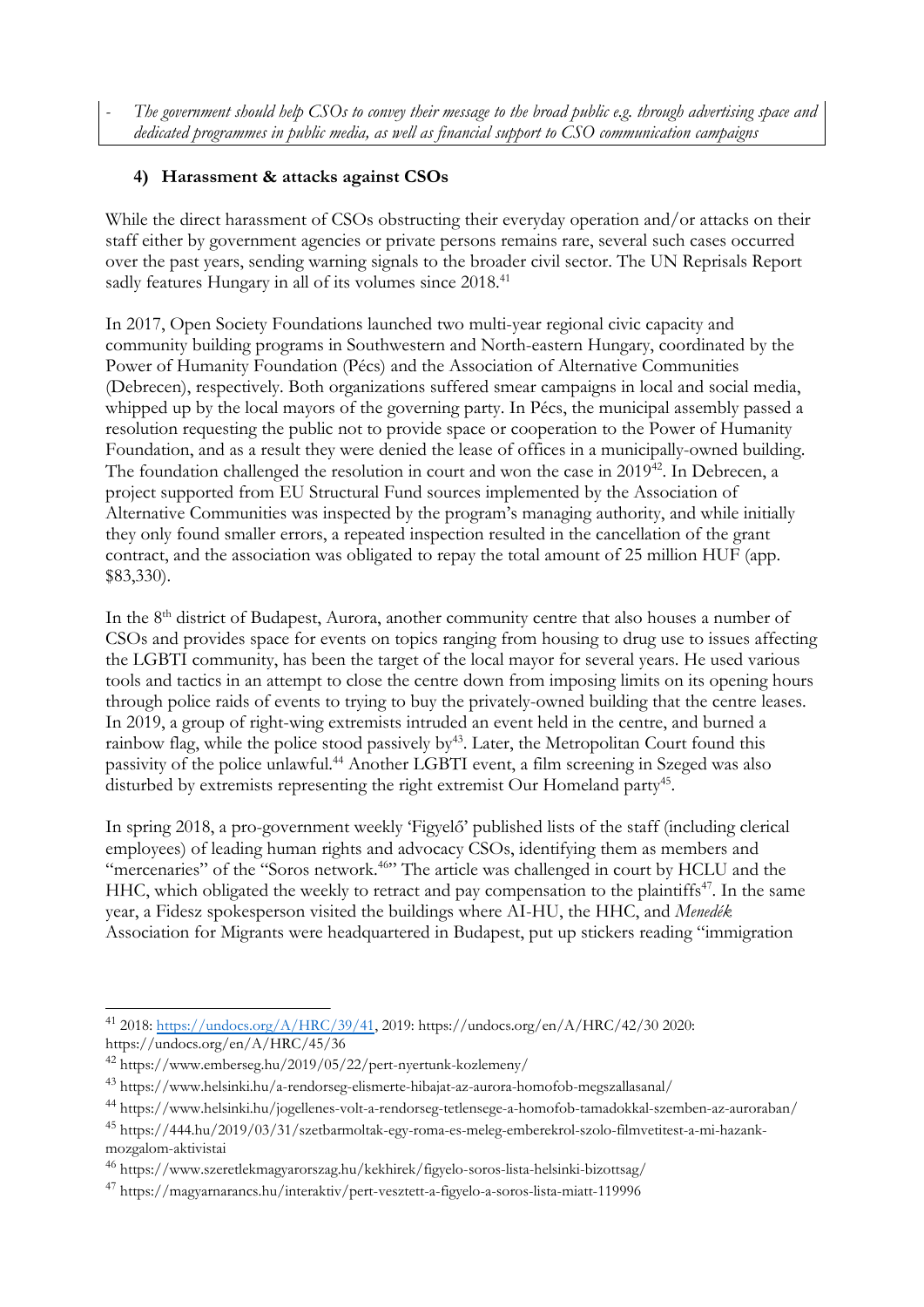- *The government should help CSOs to convey their message to the broad public e.g. through advertising space and dedicated programmes in public media, as well as financial support to CSO communication campaigns*

### 4) Harassment & attacks against CSOs

While the direct harassment of CSOs obstructing their everyday operation and/or attacks on their staff either by government agencies or private persons remains rare, several such cases occurred over the past years, sending warning signals to the broader civil sector. The UN Reprisals Report sadly features Hungary in all of its volumes since 2018.[41]

In 2017, Open Society Foundations launched two multi-year regional civic capacity and community building programs in Southwestern and North-eastern Hungary, coordinated by the Power of Humanity Foundation (Pécs) and the Association of Alternative Communities (Debrecen), respectively. Both organizations suffered smear campaigns in local and social media, whipped up by the local mayors of the governing party. In Pécs, the municipal assembly passed a resolution requesting the public not to provide space or cooperation to the Power of Humanity Foundation, and as a result they were denied the lease of offices in a municipally-owned building. The foundation challenged the resolution in court and won the case in 2019[42]. In Debrecen, a project supported from EU Structural Fund sources implemented by the Association of Alternative Communities was inspected by the program's managing authority, and while initially they only found smaller errors, a repeated inspection resulted in the cancellation of the grant contract, and the association was obligated to repay the total amount of 25 million HUF (app. $83,330).

In the 8th district of Budapest, Aurora, another community centre that also houses a number of CSOs and provides space for events on topics ranging from housing to drug use to issues affecting the LGBTI community, has been the target of the local mayor for several years. He used various tools and tactics in an attempt to close the centre down from imposing limits on its opening hours through police raids of events to trying to buy the privately-owned building that the centre leases. In 2019, a group of right-wing extremists intruded an event held in the centre, and burned a rainbow flag, while the police stood passively by[43]. Later, the Metropolitan Court found this passivity of the police unlawful.[44] Another LGBTI event, a film screening in Szeged was also disturbed by extremists representing the right extremist Our Homeland party[45].

In spring 2018, a pro-government weekly 'Figyelő' published lists of the staff (including clerical employees) of leading human rights and advocacy CSOs, identifying them as members and "mercenaries" of the "Soros network.[46]" The article was challenged in court by HCLU and the HHC, which obligated the weekly to retract and pay compensation to the plaintiffs[47]. In the same year, a Fidesz spokesperson visited the buildings where AI-HU, the HHC, and *Menedék* Association for Migrants were headquartered in Budapest, put up stickers reading "immigration

---

[41] 2018: https://undocs.org/A/HRC/39/41, 2019: https://undocs.org/en/A/HRC/42/30 2020: https://undocs.org/en/A/HRC/45/36

[42] https://www.emberseg.hu/2019/05/22/pert-nyertunk-kozlemeny/

[43] https://www.helsinki.hu/a-rendorseg-elismerte-hibajat-az-aurora-homofob-megszallasanal/

[44] https://www.helsinki.hu/jogellenes-volt-a-rendorseg-tetlensege-a-homofob-tamadokkal-szemben-az-auroraban/

[45] https://444.hu/2019/03/31/szetbarmoltak-egy-roma-es-meleg-emberekrol-szolo-filmvetitest-a-mi-hazank-mozgalom-aktivistai

[46] https://www.szeretlekmagyarorszag.hu/kekhirek/figyelo-soros-lista-helsinki-bizottsag/

[47] https://magyarnarancs.hu/interaktiv/pert-vesztett-a-figyelo-a-soros-lista-miatt-119996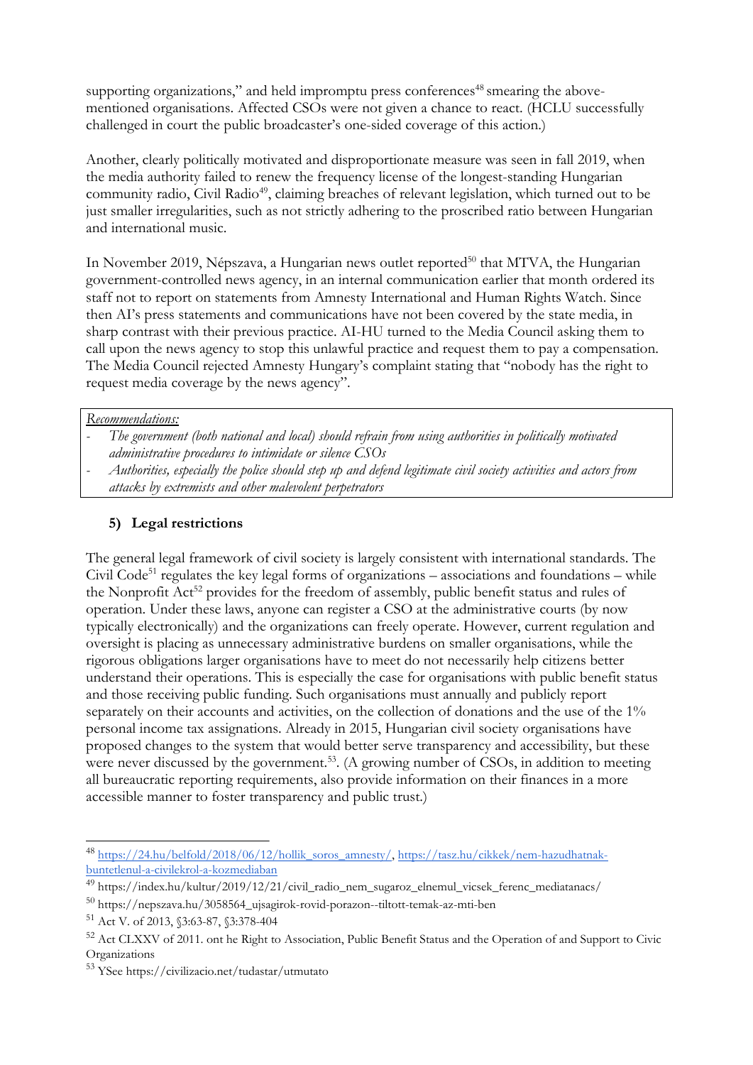supporting organizations," and held impromptu press conferences[48] smearing the above-mentioned organisations. Affected CSOs were not given a chance to react. (HCLU successfully challenged in court the public broadcaster's one-sided coverage of this action.)

Another, clearly politically motivated and disproportionate measure was seen in fall 2019, when the media authority failed to renew the frequency license of the longest-standing Hungarian community radio, Civil Radio[49], claiming breaches of relevant legislation, which turned out to be just smaller irregularities, such as not strictly adhering to the proscribed ratio between Hungarian and international music.

In November 2019, Népszava, a Hungarian news outlet reported[50] that MTVA, the Hungarian government-controlled news agency, in an internal communication earlier that month ordered its staff not to report on statements from Amnesty International and Human Rights Watch. Since then AI's press statements and communications have not been covered by the state media, in sharp contrast with their previous practice. AI-HU turned to the Media Council asking them to call upon the news agency to stop this unlawful practice and request them to pay a compensation. The Media Council rejected Amnesty Hungary's complaint stating that "nobody has the right to request media coverage by the news agency".

*Recommendations:*

- *The government (both national and local) should refrain from using authorities in politically motivated administrative procedures to intimidate or silence CSOs*
- *Authorities, especially the police should step up and defend legitimate civil society activities and actors from attacks by extremists and other malevolent perpetrators*

## 5) Legal restrictions

The general legal framework of civil society is largely consistent with international standards. The Civil Code[51] regulates the key legal forms of organizations – associations and foundations – while the Nonprofit Act[52] provides for the freedom of assembly, public benefit status and rules of operation. Under these laws, anyone can register a CSO at the administrative courts (by now typically electronically) and the organizations can freely operate. However, current regulation and oversight is placing as unnecessary administrative burdens on smaller organisations, while the rigorous obligations larger organisations have to meet do not necessarily help citizens better understand their operations. This is especially the case for organisations with public benefit status and those receiving public funding. Such organisations must annually and publicly report separately on their accounts and activities, on the collection of donations and the use of the 1% personal income tax assignations. Already in 2015, Hungarian civil society organisations have proposed changes to the system that would better serve transparency and accessibility, but these were never discussed by the government.[53]. (A growing number of CSOs, in addition to meeting all bureaucratic reporting requirements, also provide information on their finances in a more accessible manner to foster transparency and public trust.)

---

[48] https://24.hu/belfold/2018/06/12/hollik_soros_amnesty/, https://tasz.hu/cikkek/nem-hazudhatnak-buntetlenul-a-civilekrol-a-kozmediaban

[49] https://index.hu/kultur/2019/12/21/civil_radio_nem_sugaroz_elnemul_vicsek_ferenc_mediatanacs/

[50] https://nepszava.hu/3058564_ujsagirok-rovid-porazon--tiltott-temak-az-mti-ben

[51] Act V. of 2013, §3:63-87, §3:378-404

[52] Act CLXXV of 2011. ont he Right to Association, Public Benefit Status and the Operation of and Support to Civic Organizations

[53] YSee https://civilizacio.net/tudastar/utmutato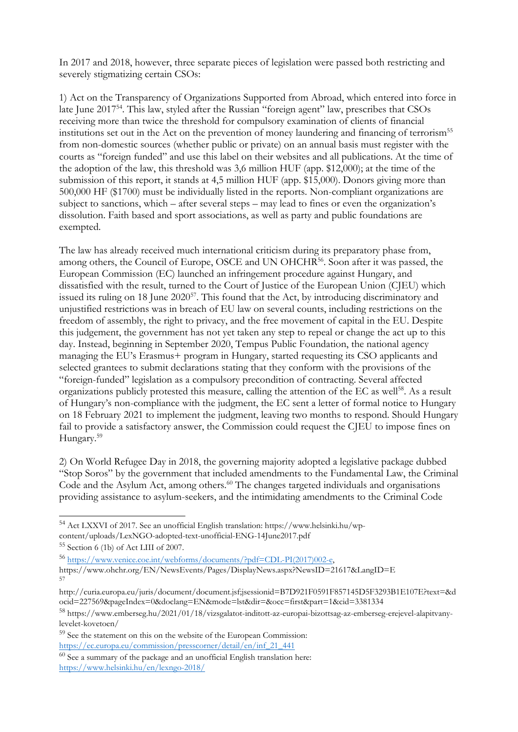In 2017 and 2018, however, three separate pieces of legislation were passed both restricting and severely stigmatizing certain CSOs:

1) Act on the Transparency of Organizations Supported from Abroad, which entered into force in late June 2017[54]. This law, styled after the Russian "foreign agent" law, prescribes that CSOs receiving more than twice the threshold for compulsory examination of clients of financial institutions set out in the Act on the prevention of money laundering and financing of terrorism[55] from non-domestic sources (whether public or private) on an annual basis must register with the courts as "foreign funded" and use this label on their websites and all publications. At the time of the adoption of the law, this threshold was 3,6 million HUF (app. $12,000); at the time of the submission of this report, it stands at 4,5 million HUF (app. $15,000). Donors giving more than 500,000 HF ($1700) must be individually listed in the reports. Non-compliant organizations are subject to sanctions, which – after several steps – may lead to fines or even the organization's dissolution. Faith based and sport associations, as well as party and public foundations are exempted.

The law has already received much international criticism during its preparatory phase from, among others, the Council of Europe, OSCE and UN OHCHR[56]. Soon after it was passed, the European Commission (EC) launched an infringement procedure against Hungary, and dissatisfied with the result, turned to the Court of Justice of the European Union (CJEU) which issued its ruling on 18 June 2020[57]. This found that the Act, by introducing discriminatory and unjustified restrictions was in breach of EU law on several counts, including restrictions on the freedom of assembly, the right to privacy, and the free movement of capital in the EU. Despite this judgement, the government has not yet taken any step to repeal or change the act up to this day. Instead, beginning in September 2020, Tempus Public Foundation, the national agency managing the EU's Erasmus+ program in Hungary, started requesting its CSO applicants and selected grantees to submit declarations stating that they conform with the provisions of the "foreign-funded" legislation as a compulsory precondition of contracting. Several affected organizations publicly protested this measure, calling the attention of the EC as well[58]. As a result of Hungary's non-compliance with the judgment, the EC sent a letter of formal notice to Hungary on 18 February 2021 to implement the judgment, leaving two months to respond. Should Hungary fail to provide a satisfactory answer, the Commission could request the CJEU to impose fines on Hungary.[59]

2) On World Refugee Day in 2018, the governing majority adopted a legislative package dubbed "Stop Soros" by the government that included amendments to the Fundamental Law, the Criminal Code and the Asylum Act, among others.[60] The changes targeted individuals and organisations providing assistance to asylum-seekers, and the intimidating amendments to the Criminal Code

---

[54] Act LXXVI of 2017. See an unofficial English translation: https://www.helsinki.hu/wp-content/uploads/LexNGO-adopted-text-unofficial-ENG-14June2017.pdf

[55] Section 6 (1b) of Act LIII of 2007.

[56] https://www.venice.coe.int/webforms/documents/?pdf=CDL-PI(2017)002-e, https://www.ohchr.org/EN/NewsEvents/Pages/DisplayNews.aspx?NewsID=21617&LangID=E

[57] http://curia.europa.eu/juris/document/document.jsf;jsessionid=B7D921F0591F857145D5F3293B1E107E?text=&docid=227569&pageIndex=0&doclang=EN&mode=lst&dir=&occ=first&part=1&cid=3381334

[58] https://www.emberseg.hu/2021/01/18/vizsgalatot-inditott-az-europai-bizottsag-az-emberseg-erejevel-alapitvany-levelet-kovetoen/

[59] See the statement on this on the website of the European Commission: https://ec.europa.eu/commission/presscorner/detail/en/inf_21_441

[60] See a summary of the package and an unofficial English translation here: https://www.helsinki.hu/en/lexngo-2018/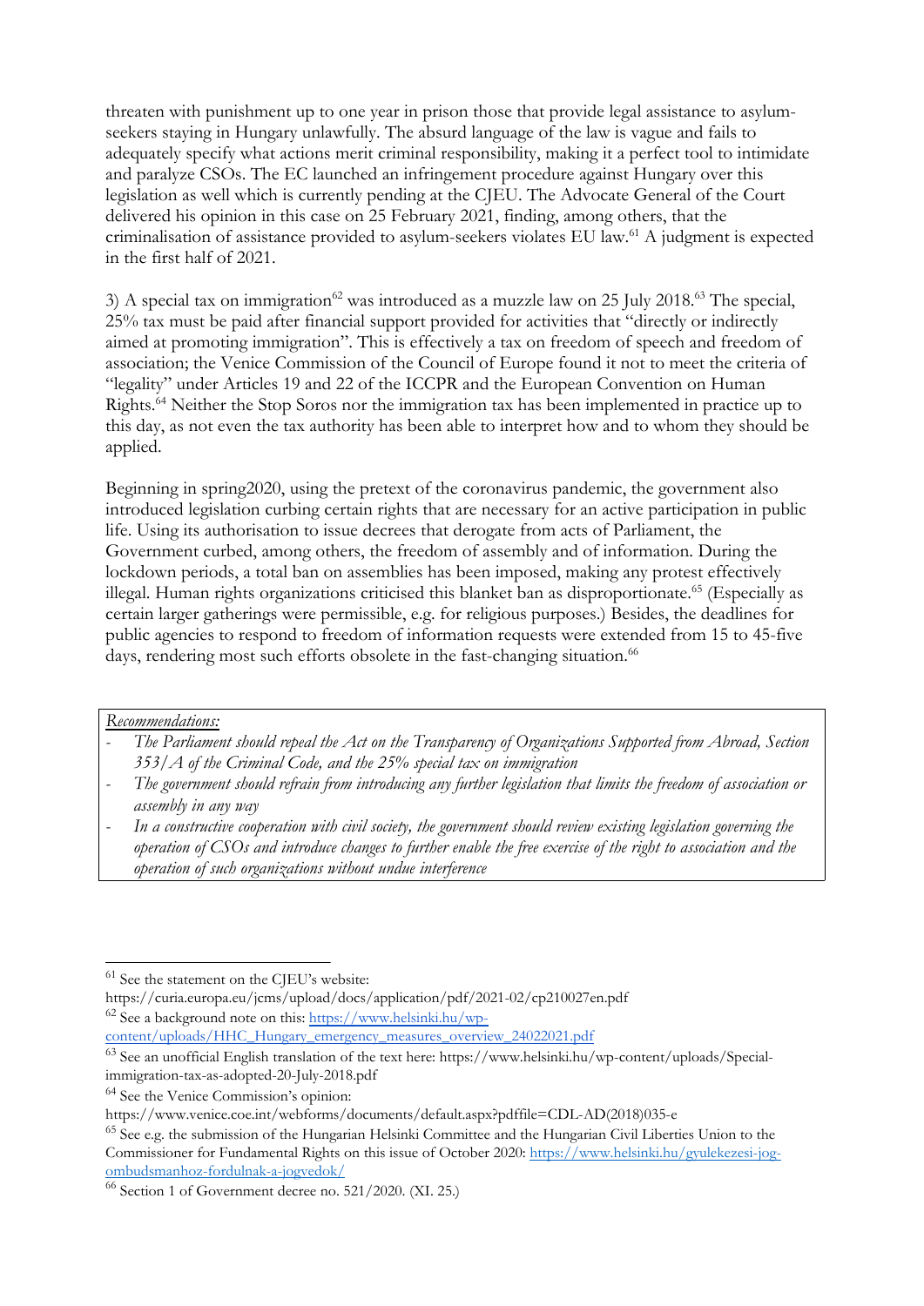threaten with punishment up to one year in prison those that provide legal assistance to asylum-seekers staying in Hungary unlawfully. The absurd language of the law is vague and fails to adequately specify what actions merit criminal responsibility, making it a perfect tool to intimidate and paralyze CSOs. The EC launched an infringement procedure against Hungary over this legislation as well which is currently pending at the CJEU. The Advocate General of the Court delivered his opinion in this case on 25 February 2021, finding, among others, that the criminalisation of assistance provided to asylum-seekers violates EU law.[61] A judgment is expected in the first half of 2021.

3) A special tax on immigration[62] was introduced as a muzzle law on 25 July 2018.[63] The special, 25% tax must be paid after financial support provided for activities that "directly or indirectly aimed at promoting immigration". This is effectively a tax on freedom of speech and freedom of association; the Venice Commission of the Council of Europe found it not to meet the criteria of "legality" under Articles 19 and 22 of the ICCPR and the European Convention on Human Rights.[64] Neither the Stop Soros nor the immigration tax has been implemented in practice up to this day, as not even the tax authority has been able to interpret how and to whom they should be applied.

Beginning in spring2020, using the pretext of the coronavirus pandemic, the government also introduced legislation curbing certain rights that are necessary for an active participation in public life. Using its authorisation to issue decrees that derogate from acts of Parliament, the Government curbed, among others, the freedom of assembly and of information. During the lockdown periods, a total ban on assemblies has been imposed, making any protest effectively illegal. Human rights organizations criticised this blanket ban as disproportionate.[65] (Especially as certain larger gatherings were permissible, e.g. for religious purposes.) Besides, the deadlines for public agencies to respond to freedom of information requests were extended from 15 to 45-five days, rendering most such efforts obsolete in the fast-changing situation.[66]

*Recommendations:*

- *The Parliament should repeal the Act on the Transparency of Organizations Supported from Abroad, Section 353/A of the Criminal Code, and the 25% special tax on immigration*
- *The government should refrain from introducing any further legislation that limits the freedom of association or assembly in any way*
- *In a constructive cooperation with civil society, the government should review existing legislation governing the operation of CSOs and introduce changes to further enable the free exercise of the right to association and the operation of such organizations without undue interference*

---

[61] See the statement on the CJEU's website: https://curia.europa.eu/jcms/upload/docs/application/pdf/2021-02/cp210027en.pdf

[62] See a background note on this: https://www.helsinki.hu/wp-content/uploads/HHC_Hungary_emergency_measures_overview_24022021.pdf

[63] See an unofficial English translation of the text here: https://www.helsinki.hu/wp-content/uploads/Special-immigration-tax-as-adopted-20-July-2018.pdf

[64] See the Venice Commission's opinion: https://www.venice.coe.int/webforms/documents/default.aspx?pdffile=CDL-AD(2018)035-e

[65] See e.g. the submission of the Hungarian Helsinki Committee and the Hungarian Civil Liberties Union to the Commissioner for Fundamental Rights on this issue of October 2020: https://www.helsinki.hu/gyulekezesi-jog-ombudsmanhoz-fordulnak-a-jogvedok/

[66] Section 1 of Government decree no. 521/2020. (XI. 25.)